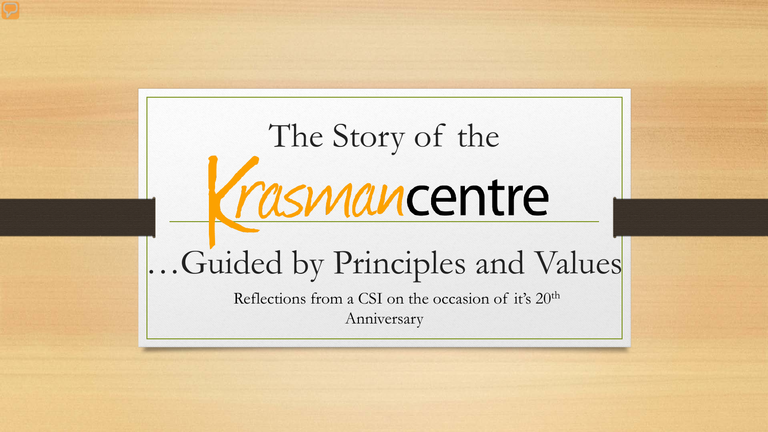# The Story of the Krasmancentre

## …Guided by Principles and Values

Reflections from a CSI on the occasion of it's 20th Anniversary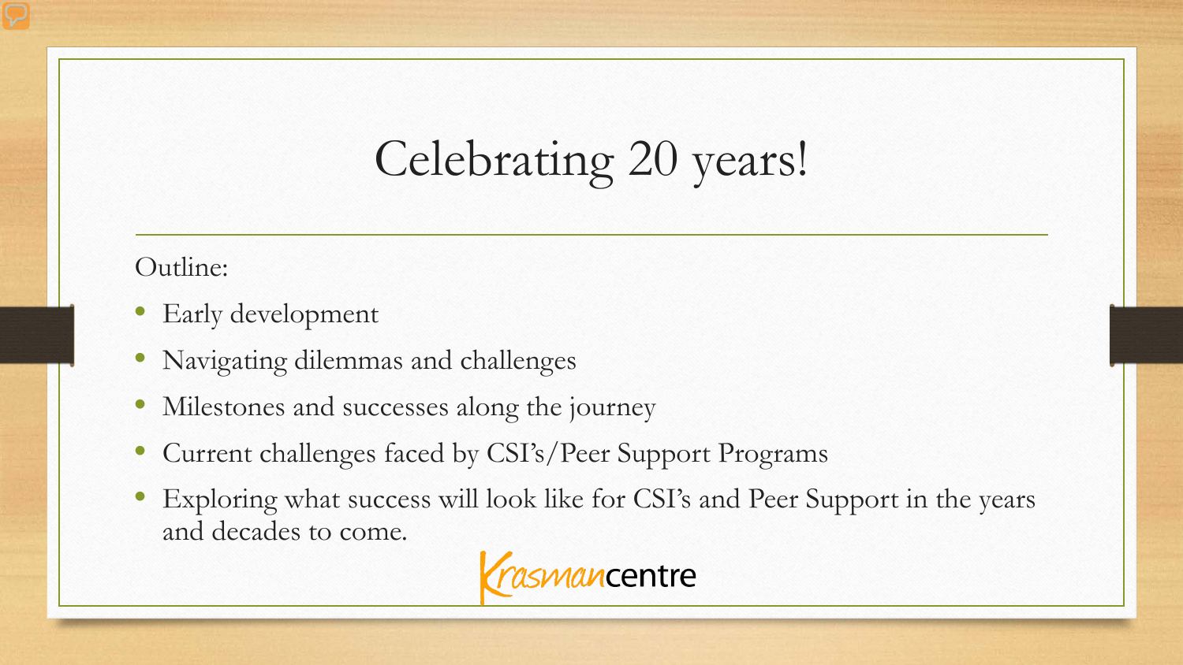# Celebrating 20 years!

Outline:

- Early development
- Navigating dilemmas and challenges
- Milestones and successes along the journey
- Current challenges faced by CSI's/Peer Support Programs
- Exploring what success will look like for CSI's and Peer Support in the years and decades to come.

Krasmancentre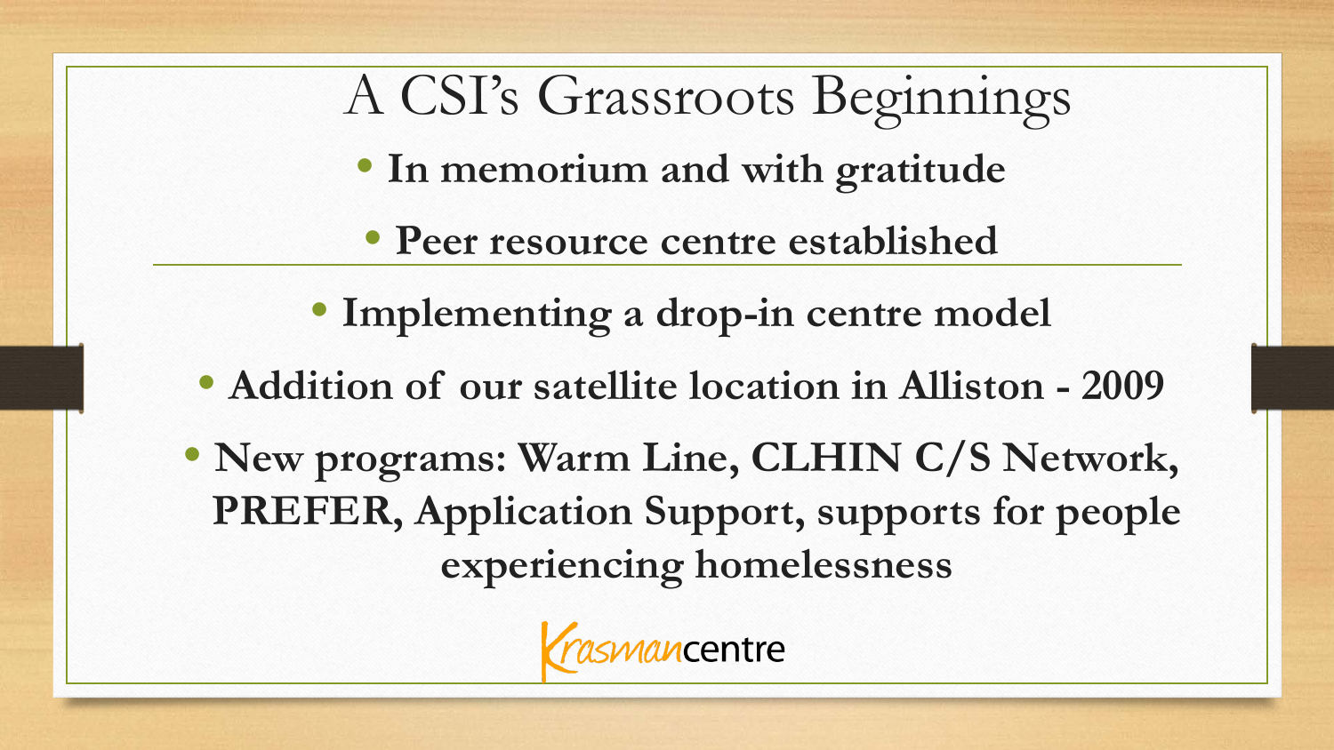# A CSI's Grassroots Beginnings

- **In memorium and with gratitude**
- **Peer resource centre established**

---

- **Implementing a drop-in centre model**
- **Addition of our satellite location in Alliston - 2009**
- **New programs: Warm Line, CLHIN C/S Network, PREFER, Application Support, supports for people experiencing homelessness**

Krasmancentre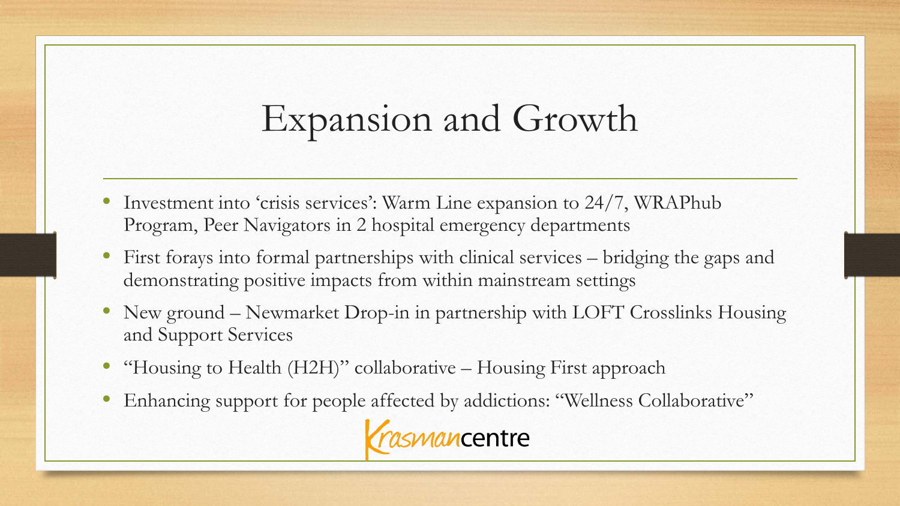# Expansion and Growth

- Investment into 'crisis services': Warm Line expansion to 24/7, WRAPhub Program, Peer Navigators in 2 hospital emergency departments
- First forays into formal partnerships with clinical services – bridging the gaps and demonstrating positive impacts from within mainstream settings
- New ground – Newmarket Drop-in in partnership with LOFT Crosslinks Housing and Support Services
- "Housing to Health (H2H)" collaborative – Housing First approach
- Enhancing support for people affected by addictions: "Wellness Collaborative"

Krasmancentre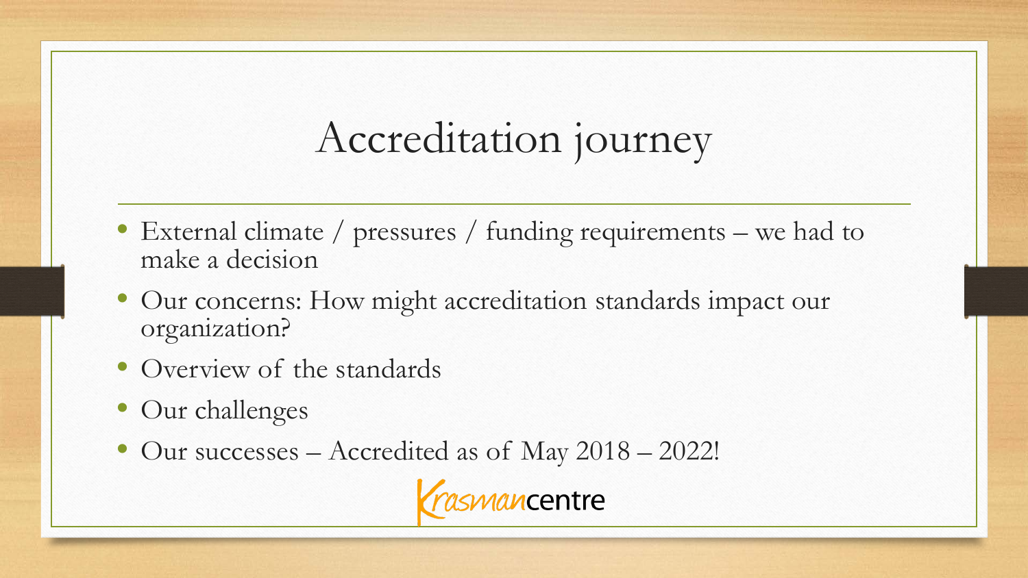# Accreditation journey

- External climate / pressures / funding requirements – we had to make a decision
- Our concerns: How might accreditation standards impact our organization?
- Overview of the standards
- Our challenges
- Our successes – Accredited as of May 2018 – 2022!

Krasmancentre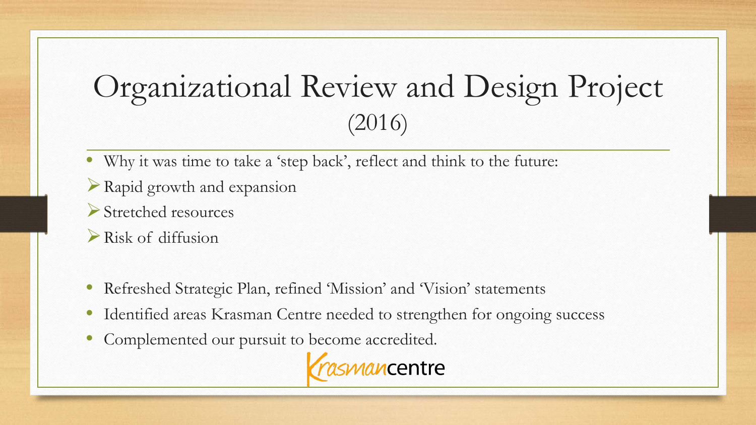# Organizational Review and Design Project (2016)

- Why it was time to take a 'step back', reflect and think to the future:
  - Rapid growth and expansion
  - Stretched resources
  - Risk of diffusion

- Refreshed Strategic Plan, refined 'Mission' and 'Vision' statements
- Identified areas Krasman Centre needed to strengthen for ongoing success
- Complemented our pursuit to become accredited.

Krasmancentre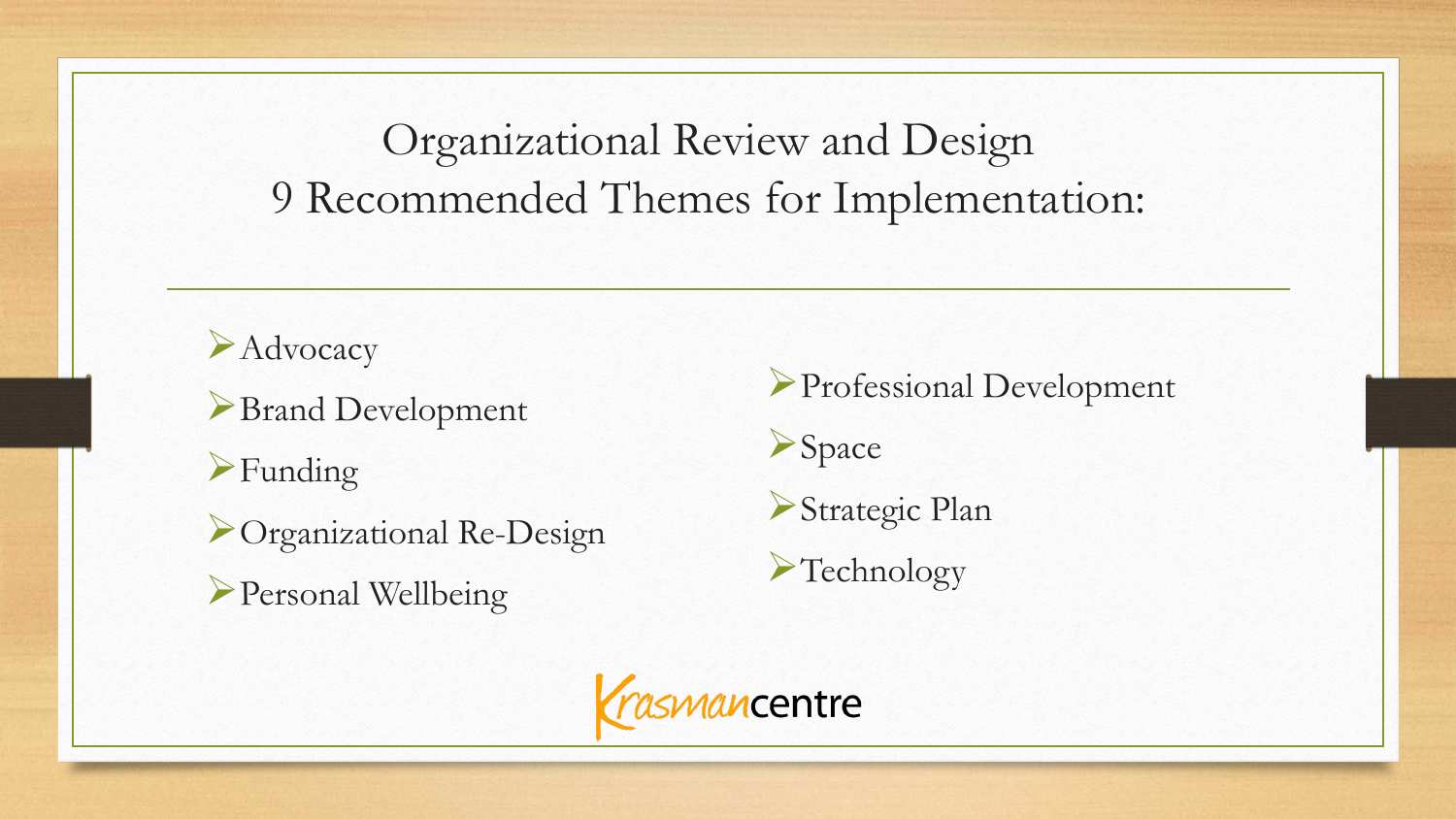# Organizational Review and Design
## 9 Recommended Themes for Implementation:

- Advocacy
- Brand Development
- Funding
- Organizational Re-Design
- Personal Wellbeing
- Professional Development
- Space
- Strategic Plan
- Technology

Krasmancentre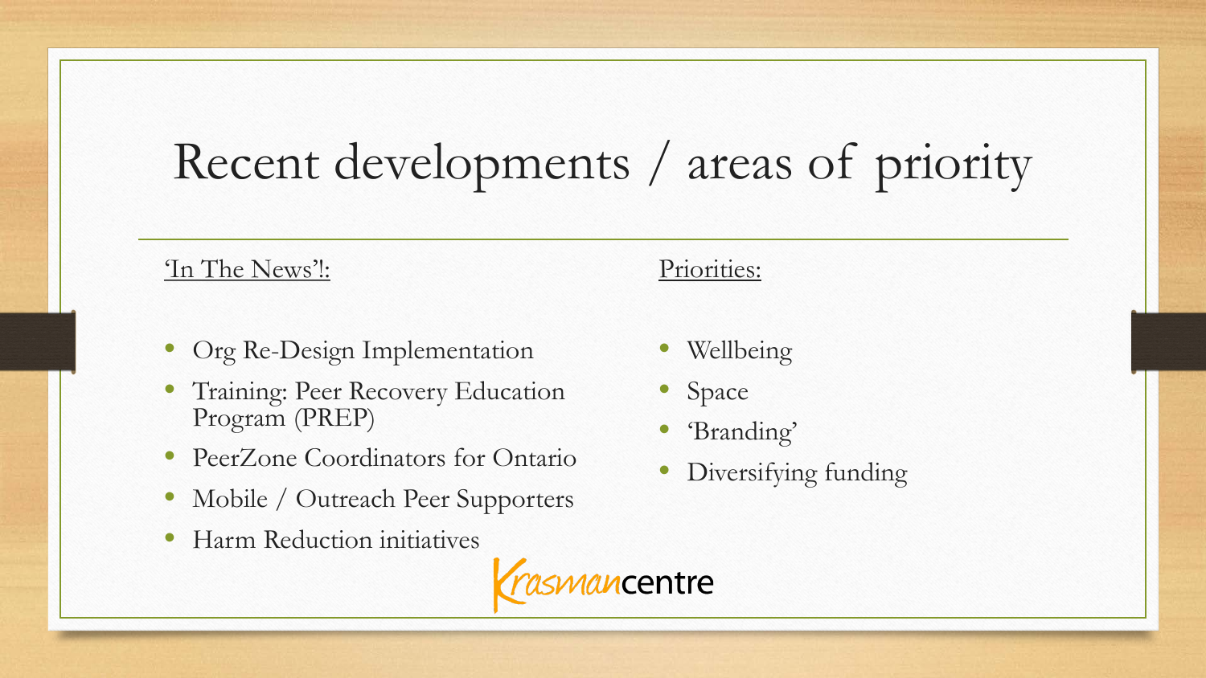# Recent developments / areas of priority

'In The News'!:

- Org Re-Design Implementation
- Training: Peer Recovery Education Program (PREP)
- PeerZone Coordinators for Ontario
- Mobile / Outreach Peer Supporters
- Harm Reduction initiatives

Priorities:

- Wellbeing
- Space
- 'Branding'
- Diversifying funding

Krasmancentre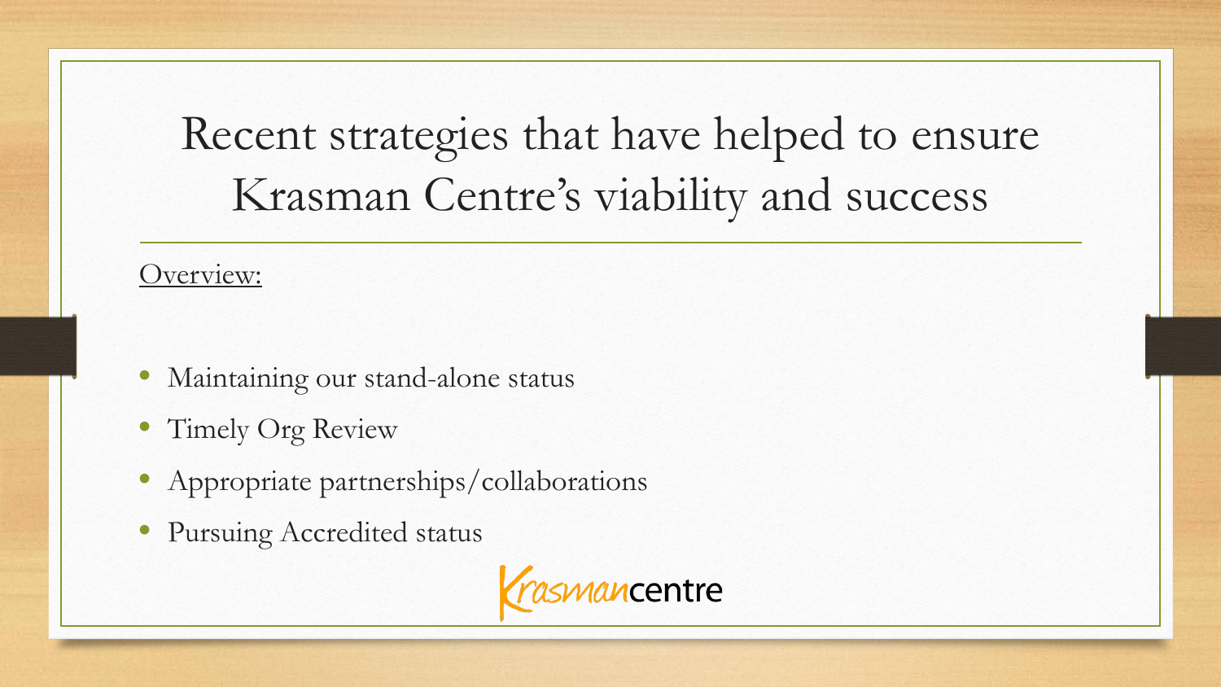# Recent strategies that have helped to ensure Krasman Centre's viability and success

Overview:

- Maintaining our stand-alone status
- Timely Org Review
- Appropriate partnerships/collaborations
- Pursuing Accredited status

Krasmancentre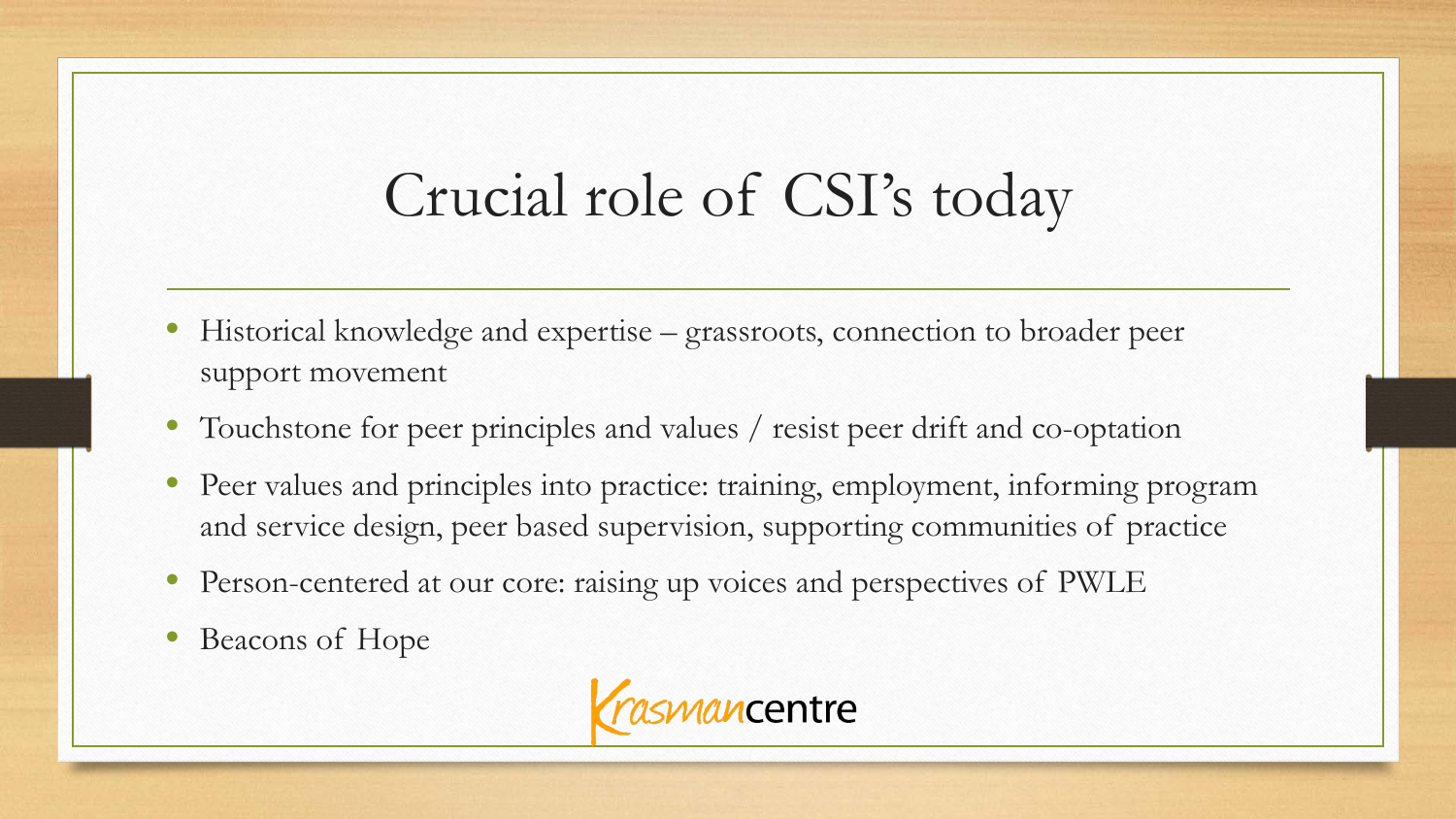# Crucial role of CSI's today

- Historical knowledge and expertise – grassroots, connection to broader peer support movement
- Touchstone for peer principles and values / resist peer drift and co-optation
- Peer values and principles into practice: training, employment, informing program and service design, peer based supervision, supporting communities of practice
- Person-centered at our core: raising up voices and perspectives of PWLE
- Beacons of Hope

Krasmancentre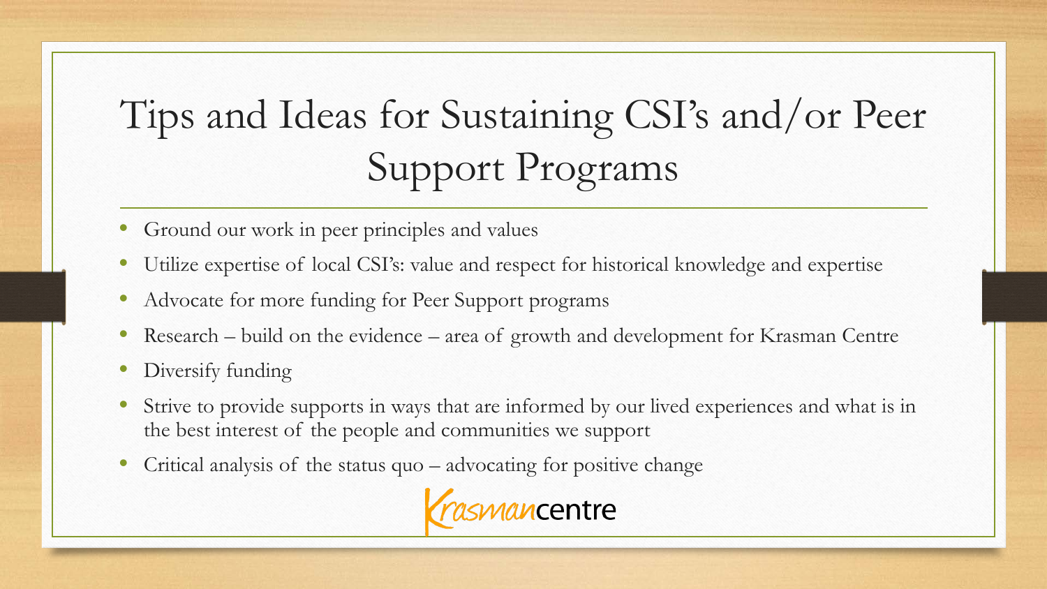# Tips and Ideas for Sustaining CSI's and/or Peer Support Programs

- Ground our work in peer principles and values
- Utilize expertise of local CSI's: value and respect for historical knowledge and expertise
- Advocate for more funding for Peer Support programs
- Research – build on the evidence – area of growth and development for Krasman Centre
- Diversify funding
- Strive to provide supports in ways that are informed by our lived experiences and what is in the best interest of the people and communities we support
- Critical analysis of the status quo – advocating for positive change

Krasmancentre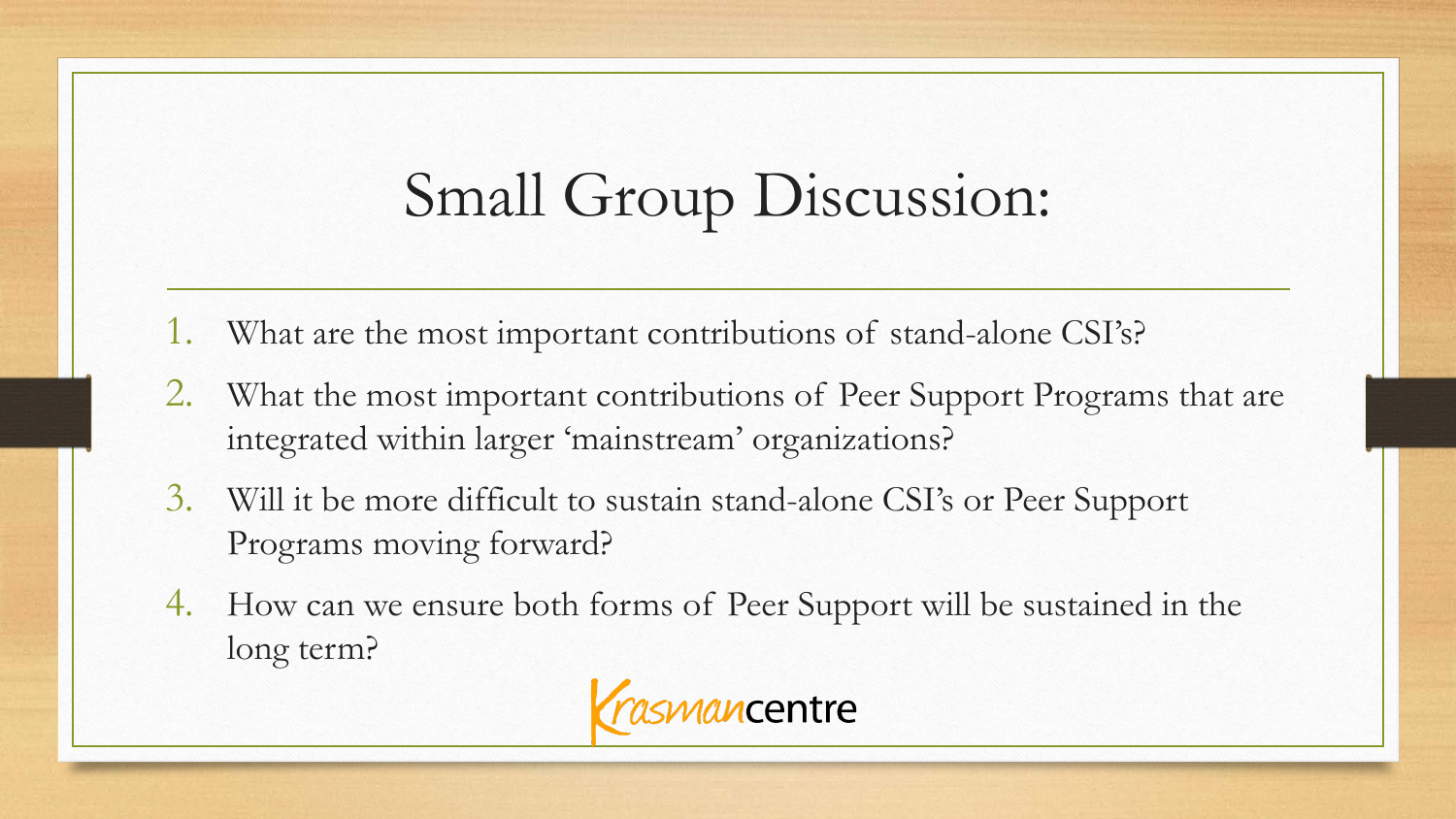# Small Group Discussion:

1. What are the most important contributions of stand-alone CSI's?
2. What the most important contributions of Peer Support Programs that are integrated within larger 'mainstream' organizations?
3. Will it be more difficult to sustain stand-alone CSI's or Peer Support Programs moving forward?
4. How can we ensure both forms of Peer Support will be sustained in the long term?

Krasmancentre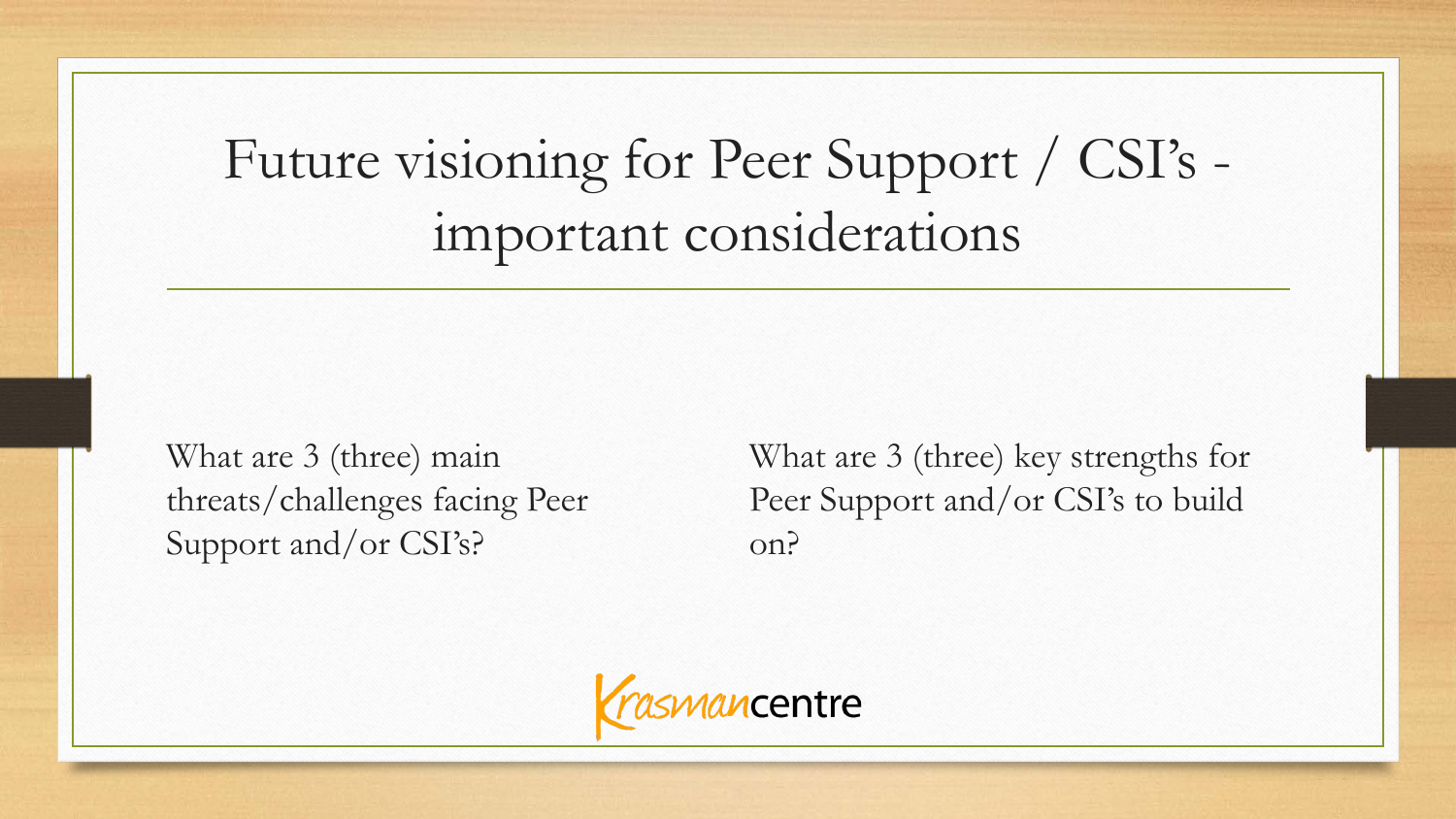# Future visioning for Peer Support / CSI's - important considerations

What are 3 (three) main threats/challenges facing Peer Support and/or CSI's?

What are 3 (three) key strengths for Peer Support and/or CSI's to build on?

Krasmancentre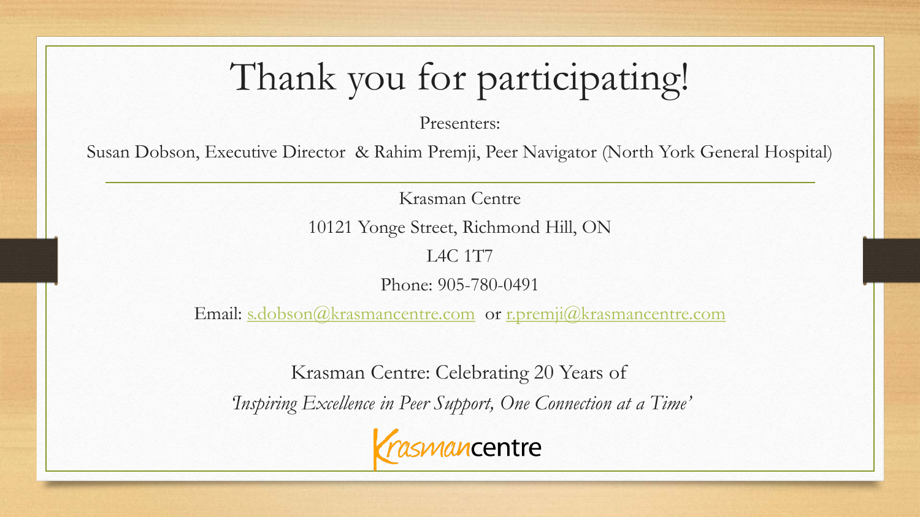# Thank you for participating!

Presenters:

Susan Dobson, Executive Director & Rahim Premji, Peer Navigator (North York General Hospital)

---

Krasman Centre

10121 Yonge Street, Richmond Hill, ON

L4C 1T7

Phone: 905-780-0491

Email: s.dobson@krasmancentre.com or r.premji@krasmancentre.com

Krasman Centre: Celebrating 20 Years of

*'Inspiring Excellence in Peer Support, One Connection at a Time'*

Krasmancentre